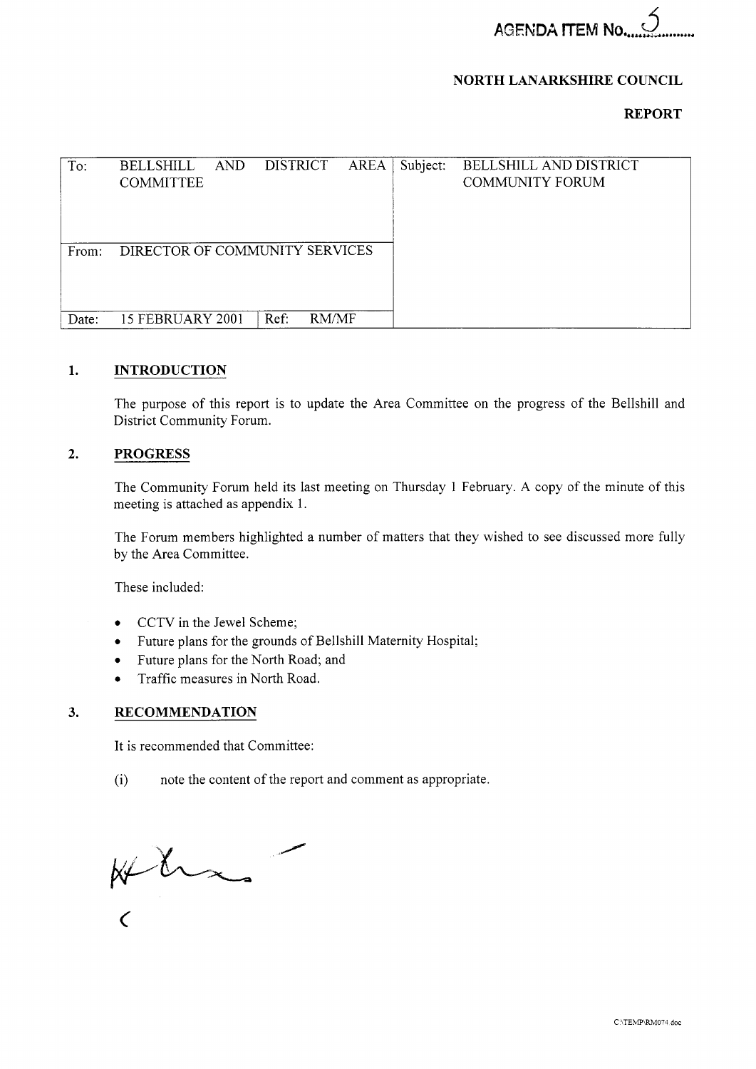AGENDA ITEM No. 5

**NORTH LANARKSHIRE COUNCIL**

**REPORT**

| To: | BELLSHILL AND DISTRICT AREA COMMITTEE | | Subject: | BELLSHILL AND DISTRICT COMMUNITY FORUM |
|---|---|---|---|---|
| From: | DIRECTOR OF COMMUNITY SERVICES | | | |
| Date: | 15 FEBRUARY 2001 | Ref: RM/MF | | |

## 1. INTRODUCTION

The purpose of this report is to update the Area Committee on the progress of the Bellshill and District Community Forum.

## 2. PROGRESS

The Community Forum held its last meeting on Thursday 1 February. A copy of the minute of this meeting is attached as appendix 1.

The Forum members highlighted a number of matters that they wished to see discussed more fully by the Area Committee.

These included:

- CCTV in the Jewel Scheme;
- Future plans for the grounds of Bellshill Maternity Hospital;
- Future plans for the North Road; and
- Traffic measures in North Road.

## 3. RECOMMENDATION

It is recommended that Committee:

(i) note the content of the report and comment as appropriate.

C:\TEMP\RM074.doc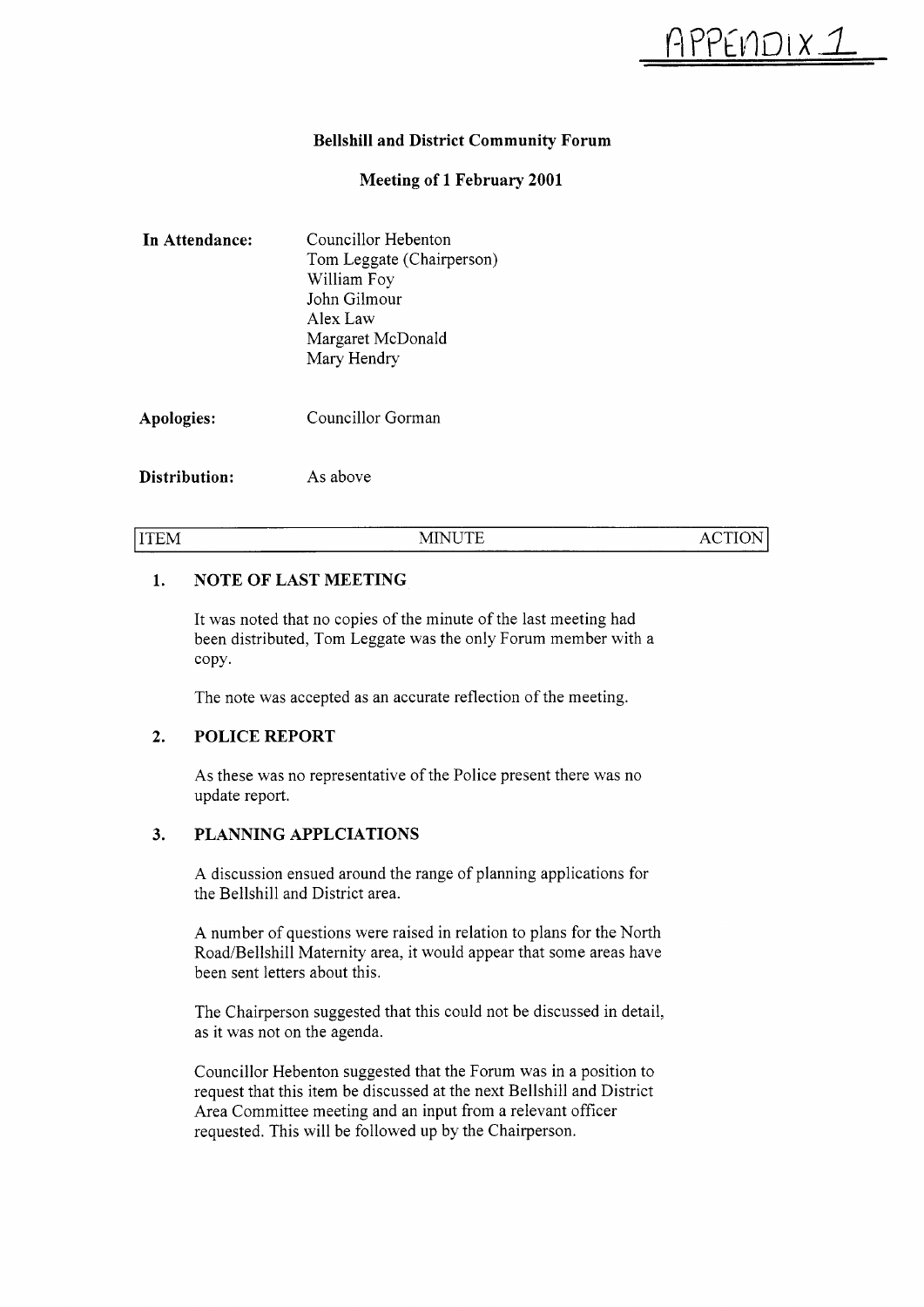APPENDIX 1

**Bellshill and District Community Forum**

**Meeting of 1 February 2001**

**In Attendance:** Councillor Hebenton
Tom Leggate (Chairperson)
William Foy
John Gilmour
Alex Law
Margaret McDonald
Mary Hendry

**Apologies:** Councillor Gorman

**Distribution:** As above

| ITEM | MINUTE | ACTION |
|---|---|---|

**1. NOTE OF LAST MEETING**

It was noted that no copies of the minute of the last meeting had been distributed, Tom Leggate was the only Forum member with a copy.

The note was accepted as an accurate reflection of the meeting.

**2. POLICE REPORT**

As these was no representative of the Police present there was no update report.

**3. PLANNING APPLCIATIONS**

A discussion ensued around the range of planning applications for the Bellshill and District area.

A number of questions were raised in relation to plans for the North Road/Bellshill Maternity area, it would appear that some areas have been sent letters about this.

The Chairperson suggested that this could not be discussed in detail, as it was not on the agenda.

Councillor Hebenton suggested that the Forum was in a position to request that this item be discussed at the next Bellshill and District Area Committee meeting and an input from a relevant officer requested. This will be followed up by the Chairperson.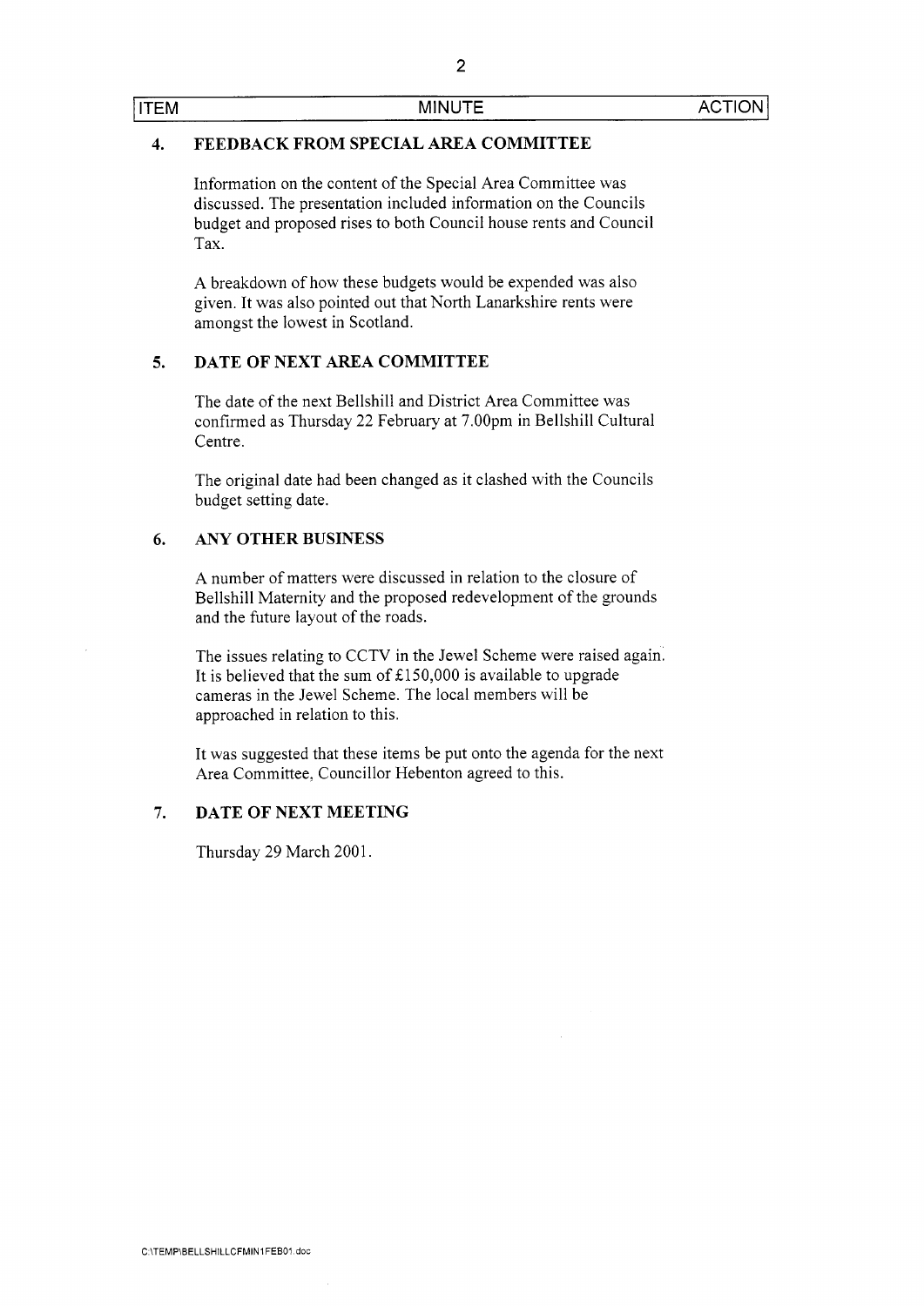| ITEM | MINUTE | ACTION |
|---|---|---|

**4. FEEDBACK FROM SPECIAL AREA COMMITTEE**

Information on the content of the Special Area Committee was discussed. The presentation included information on the Councils budget and proposed rises to both Council house rents and Council Tax.

A breakdown of how these budgets would be expended was also given. It was also pointed out that North Lanarkshire rents were amongst the lowest in Scotland.

**5. DATE OF NEXT AREA COMMITTEE**

The date of the next Bellshill and District Area Committee was confirmed as Thursday 22 February at 7.00pm in Bellshill Cultural Centre.

The original date had been changed as it clashed with the Councils budget setting date.

**6. ANY OTHER BUSINESS**

A number of matters were discussed in relation to the closure of Bellshill Maternity and the proposed redevelopment of the grounds and the future layout of the roads.

The issues relating to CCTV in the Jewel Scheme were raised again. It is believed that the sum of £150,000 is available to upgrade cameras in the Jewel Scheme. The local members will be approached in relation to this.

It was suggested that these items be put onto the agenda for the next Area Committee, Councillor Hebenton agreed to this.

**7. DATE OF NEXT MEETING**

Thursday 29 March 2001.

C:\TEMP\BELLSHILLCFMIN1FEB01.doc